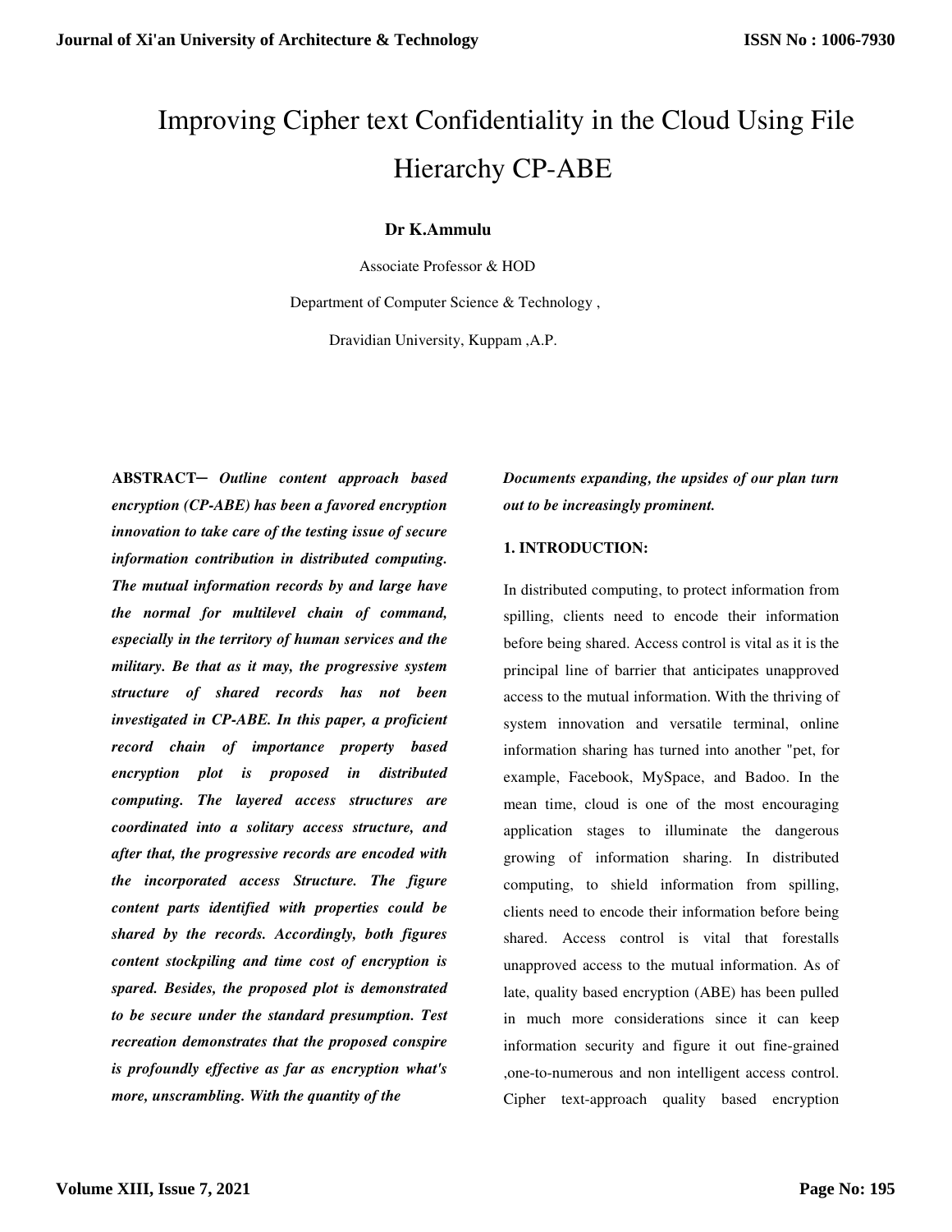# Improving Cipher text Confidentiality in the Cloud Using File Hierarchy CP-ABE

**Dr K.Ammulu**

Associate Professor & HOD

Department of Computer Science & Technology ,

Dravidian University, Kuppam ,A.P.

**ABSTRACT–** ***Outline content approach based encryption (CP-ABE) has been a favored encryption innovation to take care of the testing issue of secure information contribution in distributed computing. The mutual information records by and large have the normal for multilevel chain of command, especially in the territory of human services and the military. Be that as it may, the progressive system structure of shared records has not been investigated in CP-ABE. In this paper, a proficient record chain of importance property based encryption plot is proposed in distributed computing. The layered access structures are coordinated into a solitary access structure, and after that, the progressive records are encoded with the incorporated access Structure. The figure content parts identified with properties could be shared by the records. Accordingly, both figures content stockpiling and time cost of encryption is spared. Besides, the proposed plot is demonstrated to be secure under the standard presumption. Test recreation demonstrates that the proposed conspire is profoundly effective as far as encryption what's more, unscrambling. With the quantity of the Documents expanding, the upsides of our plan turn out to be increasingly prominent.***

## 1. INTRODUCTION:

In distributed computing, to protect information from spilling, clients need to encode their information before being shared. Access control is vital as it is the principal line of barrier that anticipates unapproved access to the mutual information. With the thriving of system innovation and versatile terminal, online information sharing has turned into another "pet, for example, Facebook, MySpace, and Badoo. In the mean time, cloud is one of the most encouraging application stages to illuminate the dangerous growing of information sharing. In distributed computing, to shield information from spilling, clients need to encode their information before being shared. Access control is vital that forestalls unapproved access to the mutual information. As of late, quality based encryption (ABE) has been pulled in much more considerations since it can keep information security and figure it out fine-grained ,one-to-numerous and non intelligent access control. Cipher text-approach quality based encryption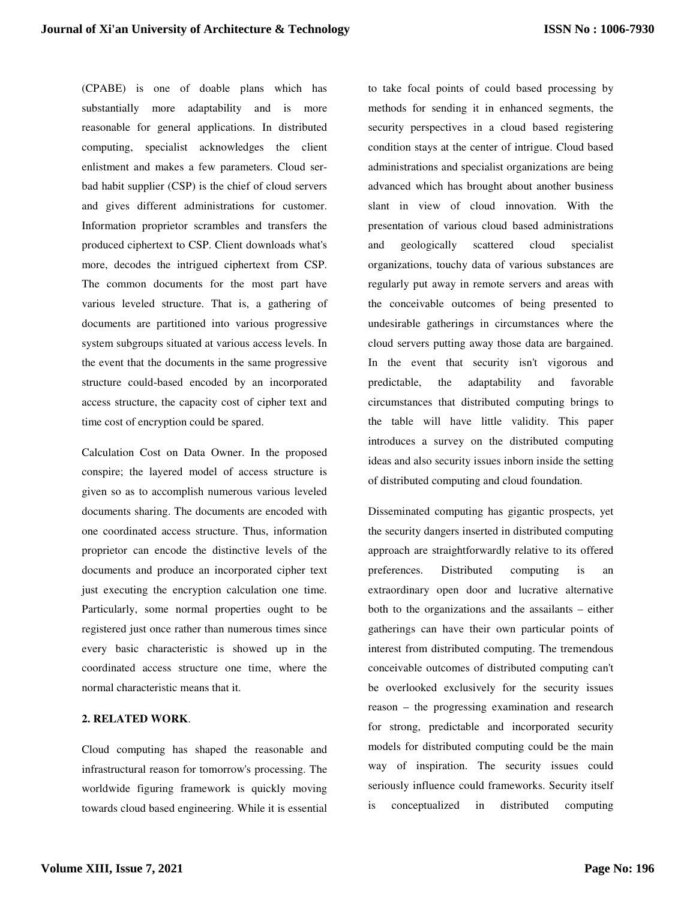(CPABE) is one of doable plans which has substantially more adaptability and is more reasonable for general applications. In distributed computing, specialist acknowledges the client enlistment and makes a few parameters. Cloud ser-bad habit supplier (CSP) is the chief of cloud servers and gives different administrations for customer. Information proprietor scrambles and transfers the produced ciphertext to CSP. Client downloads what's more, decodes the intrigued ciphertext from CSP. The common documents for the most part have various leveled structure. That is, a gathering of documents are partitioned into various progressive system subgroups situated at various access levels. In the event that the documents in the same progressive structure could-based encoded by an incorporated access structure, the capacity cost of cipher text and time cost of encryption could be spared.

Calculation Cost on Data Owner. In the proposed conspire; the layered model of access structure is given so as to accomplish numerous various leveled documents sharing. The documents are encoded with one coordinated access structure. Thus, information proprietor can encode the distinctive levels of the documents and produce an incorporated cipher text just executing the encryption calculation one time. Particularly, some normal properties ought to be registered just once rather than numerous times since every basic characteristic is showed up in the coordinated access structure one time, where the normal characteristic means that it.

## 2. RELATED WORK.

Cloud computing has shaped the reasonable and infrastructural reason for tomorrow's processing. The worldwide figuring framework is quickly moving towards cloud based engineering. While it is essential to take focal points of could based processing by methods for sending it in enhanced segments, the security perspectives in a cloud based registering condition stays at the center of intrigue. Cloud based administrations and specialist organizations are being advanced which has brought about another business slant in view of cloud innovation. With the presentation of various cloud based administrations and geologically scattered cloud specialist organizations, touchy data of various substances are regularly put away in remote servers and areas with the conceivable outcomes of being presented to undesirable gatherings in circumstances where the cloud servers putting away those data are bargained. In the event that security isn't vigorous and predictable, the adaptability and favorable circumstances that distributed computing brings to the table will have little validity. This paper introduces a survey on the distributed computing ideas and also security issues inborn inside the setting of distributed computing and cloud foundation.

Disseminated computing has gigantic prospects, yet the security dangers inserted in distributed computing approach are straightforwardly relative to its offered preferences. Distributed computing is an extraordinary open door and lucrative alternative both to the organizations and the assailants – either gatherings can have their own particular points of interest from distributed computing. The tremendous conceivable outcomes of distributed computing can't be overlooked exclusively for the security issues reason – the progressing examination and research for strong, predictable and incorporated security models for distributed computing could be the main way of inspiration. The security issues could seriously influence could frameworks. Security itself is conceptualized in distributed computing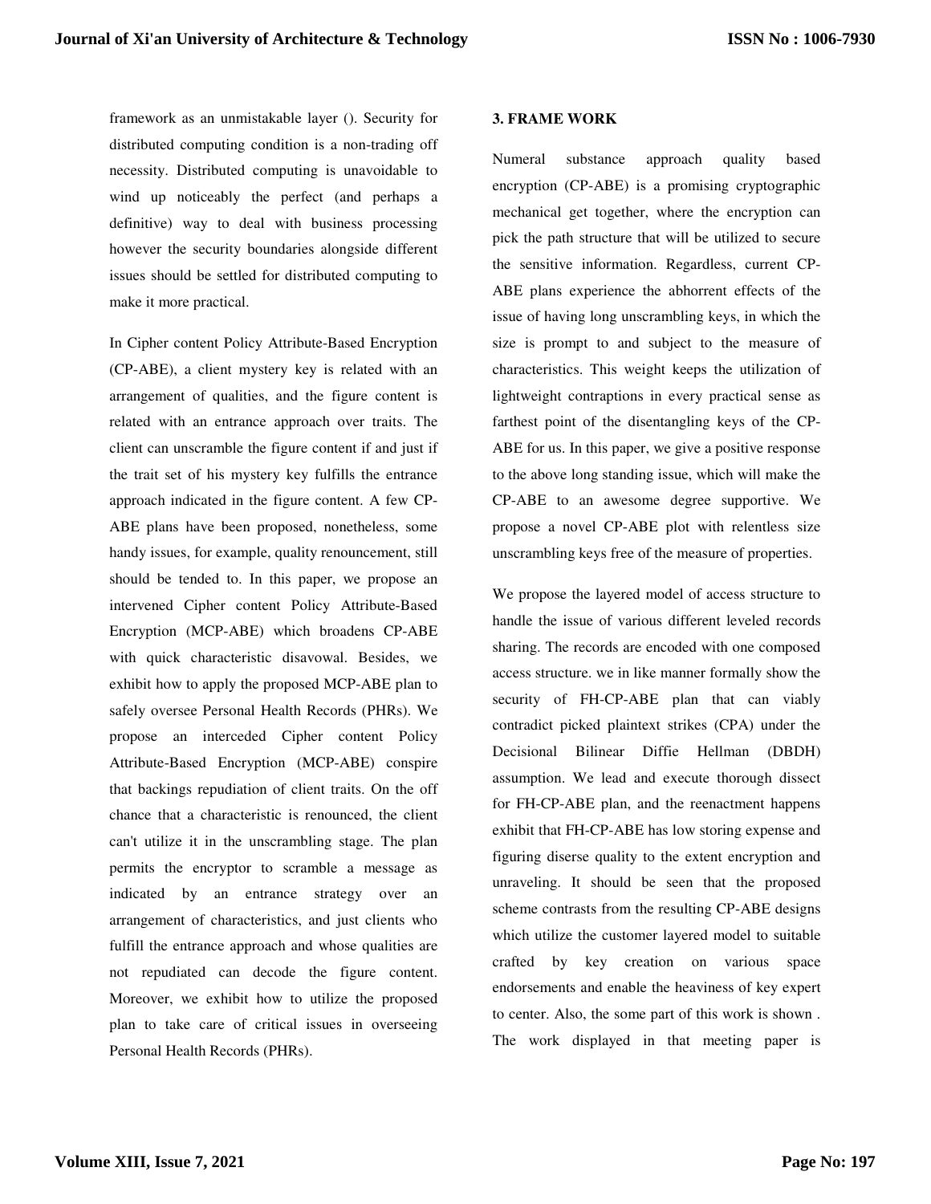framework as an unmistakable layer (). Security for distributed computing condition is a non-trading off necessity. Distributed computing is unavoidable to wind up noticeably the perfect (and perhaps a definitive) way to deal with business processing however the security boundaries alongside different issues should be settled for distributed computing to make it more practical.

In Cipher content Policy Attribute-Based Encryption (CP-ABE), a client mystery key is related with an arrangement of qualities, and the figure content is related with an entrance approach over traits. The client can unscramble the figure content if and just if the trait set of his mystery key fulfills the entrance approach indicated in the figure content. A few CP-ABE plans have been proposed, nonetheless, some handy issues, for example, quality renouncement, still should be tended to. In this paper, we propose an intervened Cipher content Policy Attribute-Based Encryption (MCP-ABE) which broadens CP-ABE with quick characteristic disavowal. Besides, we exhibit how to apply the proposed MCP-ABE plan to safely oversee Personal Health Records (PHRs). We propose an interceded Cipher content Policy Attribute-Based Encryption (MCP-ABE) conspire that backings repudiation of client traits. On the off chance that a characteristic is renounced, the client can't utilize it in the unscrambling stage. The plan permits the encryptor to scramble a message as indicated by an entrance strategy over an arrangement of characteristics, and just clients who fulfill the entrance approach and whose qualities are not repudiated can decode the figure content. Moreover, we exhibit how to utilize the proposed plan to take care of critical issues in overseeing Personal Health Records (PHRs).

## 3. FRAME WORK

Numeral substance approach quality based encryption (CP-ABE) is a promising cryptographic mechanical get together, where the encryption can pick the path structure that will be utilized to secure the sensitive information. Regardless, current CP-ABE plans experience the abhorrent effects of the issue of having long unscrambling keys, in which the size is prompt to and subject to the measure of characteristics. This weight keeps the utilization of lightweight contraptions in every practical sense as farthest point of the disentangling keys of the CP-ABE for us. In this paper, we give a positive response to the above long standing issue, which will make the CP-ABE to an awesome degree supportive. We propose a novel CP-ABE plot with relentless size unscrambling keys free of the measure of properties.

We propose the layered model of access structure to handle the issue of various different leveled records sharing. The records are encoded with one composed access structure. we in like manner formally show the security of FH-CP-ABE plan that can viably contradict picked plaintext strikes (CPA) under the Decisional Bilinear Diffie Hellman (DBDH) assumption. We lead and execute thorough dissect for FH-CP-ABE plan, and the reenactment happens exhibit that FH-CP-ABE has low storing expense and figuring diserse quality to the extent encryption and unraveling. It should be seen that the proposed scheme contrasts from the resulting CP-ABE designs which utilize the customer layered model to suitable crafted by key creation on various space endorsements and enable the heaviness of key expert to center. Also, the some part of this work is shown . The work displayed in that meeting paper is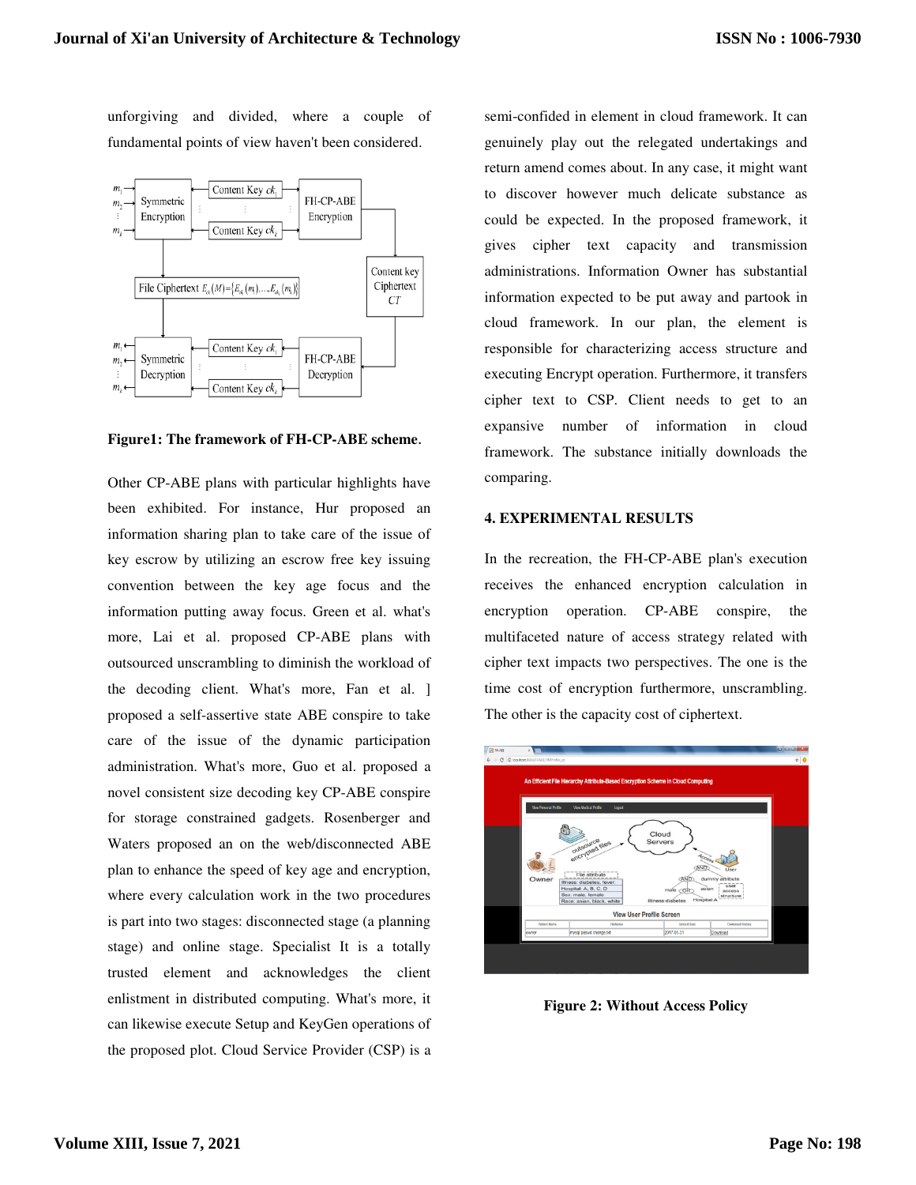unforgiving and divided, where a couple of fundamental points of view haven't been considered.

**Figure1: The framework of FH-CP-ABE scheme.**

Other CP-ABE plans with particular highlights have been exhibited. For instance, Hur proposed an information sharing plan to take care of the issue of key escrow by utilizing an escrow free key issuing convention between the key age focus and the information putting away focus. Green et al. what's more, Lai et al. proposed CP-ABE plans with outsourced unscrambling to diminish the workload of the decoding client. What's more, Fan et al. ] proposed a self-assertive state ABE conspire to take care of the issue of the dynamic participation administration. What's more, Guo et al. proposed a novel consistent size decoding key CP-ABE conspire for storage constrained gadgets. Rosenberger and Waters proposed an on the web/disconnected ABE plan to enhance the speed of key age and encryption, where every calculation work in the two procedures is part into two stages: disconnected stage (a planning stage) and online stage. Specialist It is a totally trusted element and acknowledges the client enlistment in distributed computing. What's more, it can likewise execute Setup and KeyGen operations of the proposed plot. Cloud Service Provider (CSP) is a semi-confided in element in cloud framework. It can genuinely play out the relegated undertakings and return amend comes about. In any case, it might want to discover however much delicate substance as could be expected. In the proposed framework, it gives cipher text capacity and transmission administrations. Information Owner has substantial information expected to be put away and partook in cloud framework. In our plan, the element is responsible for characterizing access structure and executing Encrypt operation. Furthermore, it transfers cipher text to CSP. Client needs to get to an expansive number of information in cloud framework. The substance initially downloads the comparing.

## 4. EXPERIMENTAL RESULTS

In the recreation, the FH-CP-ABE plan's execution receives the enhanced encryption calculation in encryption operation. CP-ABE conspire, the multifaceted nature of access strategy related with cipher text impacts two perspectives. The one is the time cost of encryption furthermore, unscrambling. The other is the capacity cost of ciphertext.

**Figure 2: Without Access Policy**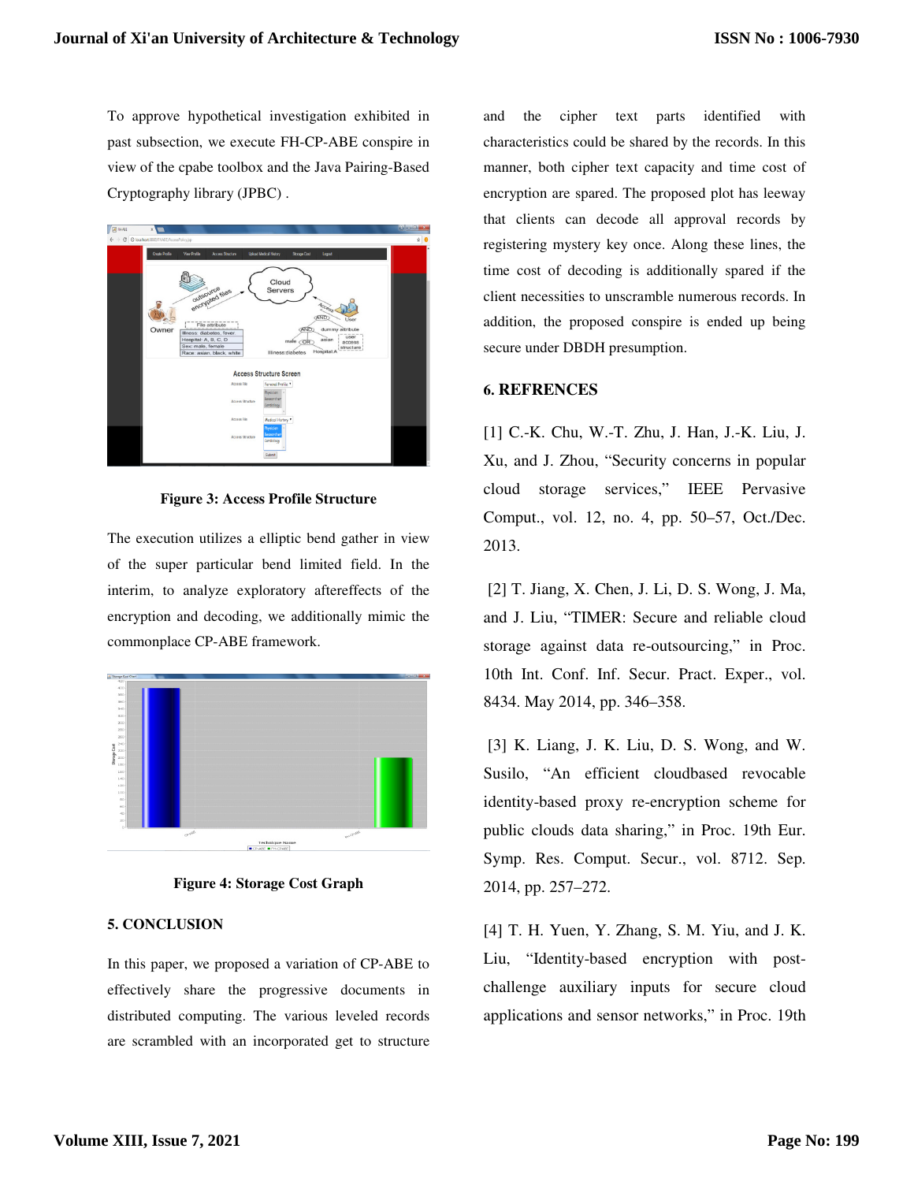To approve hypothetical investigation exhibited in past subsection, we execute FH-CP-ABE conspire in view of the cpabe toolbox and the Java Pairing-Based Cryptography library (JPBC) .

**Figure 3: Access Profile Structure**

The execution utilizes a elliptic bend gather in view of the super particular bend limited field. In the interim, to analyze exploratory aftereffects of the encryption and decoding, we additionally mimic the commonplace CP-ABE framework.

**Figure 4: Storage Cost Graph**

## 5. CONCLUSION

In this paper, we proposed a variation of CP-ABE to effectively share the progressive documents in distributed computing. The various leveled records are scrambled with an incorporated get to structure and the cipher text parts identified with characteristics could be shared by the records. In this manner, both cipher text capacity and time cost of encryption are spared. The proposed plot has leeway that clients can decode all approval records by registering mystery key once. Along these lines, the time cost of decoding is additionally spared if the client necessities to unscramble numerous records. In addition, the proposed conspire is ended up being secure under DBDH presumption.

## 6. REFRENCES

[1] C.-K. Chu, W.-T. Zhu, J. Han, J.-K. Liu, J. Xu, and J. Zhou, "Security concerns in popular cloud storage services," IEEE Pervasive Comput., vol. 12, no. 4, pp. 50–57, Oct./Dec. 2013.

[2] T. Jiang, X. Chen, J. Li, D. S. Wong, J. Ma, and J. Liu, "TIMER: Secure and reliable cloud storage against data re-outsourcing," in Proc. 10th Int. Conf. Inf. Secur. Pract. Exper., vol. 8434. May 2014, pp. 346–358.

[3] K. Liang, J. K. Liu, D. S. Wong, and W. Susilo, "An efficient cloudbased revocable identity-based proxy re-encryption scheme for public clouds data sharing," in Proc. 19th Eur. Symp. Res. Comput. Secur., vol. 8712. Sep. 2014, pp. 257–272.

[4] T. H. Yuen, Y. Zhang, S. M. Yiu, and J. K. Liu, "Identity-based encryption with post-challenge auxiliary inputs for secure cloud applications and sensor networks," in Proc. 19th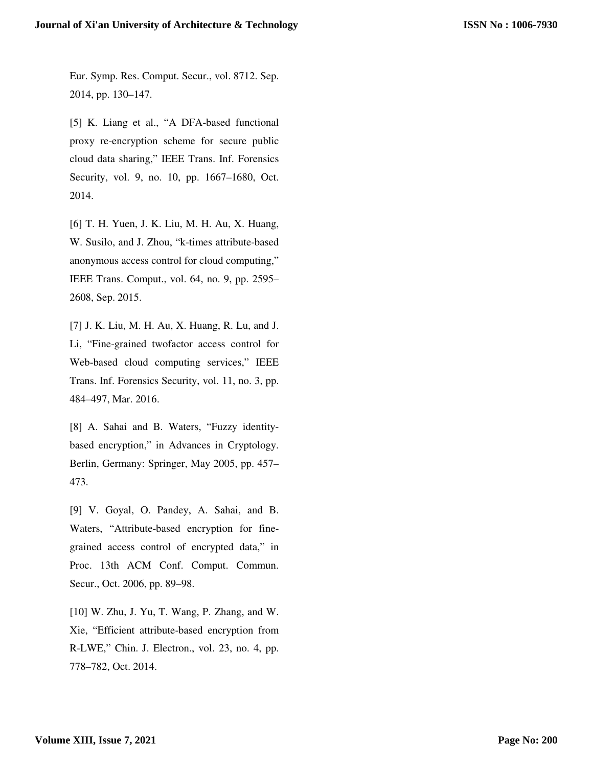Eur. Symp. Res. Comput. Secur., vol. 8712. Sep. 2014, pp. 130–147.

[5] K. Liang et al., "A DFA-based functional proxy re-encryption scheme for secure public cloud data sharing," IEEE Trans. Inf. Forensics Security, vol. 9, no. 10, pp. 1667–1680, Oct. 2014.

[6] T. H. Yuen, J. K. Liu, M. H. Au, X. Huang, W. Susilo, and J. Zhou, "k-times attribute-based anonymous access control for cloud computing," IEEE Trans. Comput., vol. 64, no. 9, pp. 2595–2608, Sep. 2015.

[7] J. K. Liu, M. H. Au, X. Huang, R. Lu, and J. Li, "Fine-grained twofactor access control for Web-based cloud computing services," IEEE Trans. Inf. Forensics Security, vol. 11, no. 3, pp. 484–497, Mar. 2016.

[8] A. Sahai and B. Waters, "Fuzzy identity-based encryption," in Advances in Cryptology. Berlin, Germany: Springer, May 2005, pp. 457–473.

[9] V. Goyal, O. Pandey, A. Sahai, and B. Waters, "Attribute-based encryption for fine-grained access control of encrypted data," in Proc. 13th ACM Conf. Comput. Commun. Secur., Oct. 2006, pp. 89–98.

[10] W. Zhu, J. Yu, T. Wang, P. Zhang, and W. Xie, "Efficient attribute-based encryption from R-LWE," Chin. J. Electron., vol. 23, no. 4, pp. 778–782, Oct. 2014.